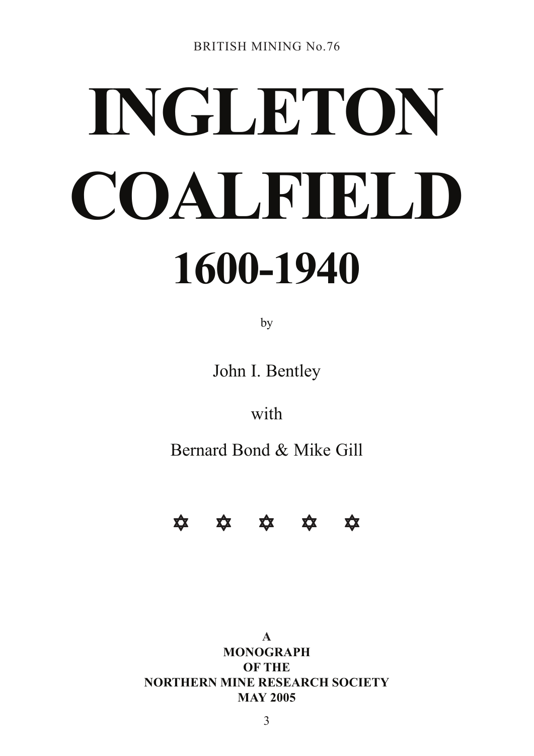BRITISH MINING No.76

# INGLETON COALFIELD

# 1600-1940

by

John I. Bentley

with

Bernard Bond & Mike Gill

✡ ✡ ✡ ✡ ✡

**A**
**MONOGRAPH**
**OF THE**
**NORTHERN MINE RESEARCH SOCIETY**
**MAY 2005**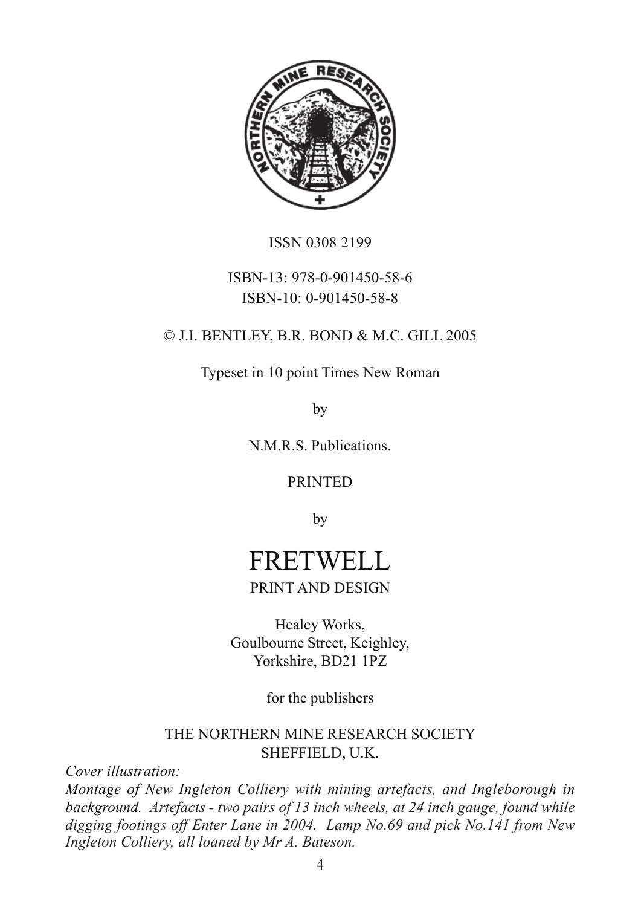ISSN 0308 2199

ISBN-13: 978-0-901450-58-6
ISBN-10: 0-901450-58-8

© J.I. BENTLEY, B.R. BOND & M.C. GILL 2005

Typeset in 10 point Times New Roman

by

N.M.R.S. Publications.

PRINTED

by

FRETWELL

PRINT AND DESIGN

Healey Works,
Goulbourne Street, Keighley,
Yorkshire, BD21 1PZ

for the publishers

THE NORTHERN MINE RESEARCH SOCIETY
SHEFFIELD, U.K.

*Cover illustration:*
*Montage of New Ingleton Colliery with mining artefacts, and Ingleborough in background. Artefacts - two pairs of 13 inch wheels, at 24 inch gauge, found while digging footings off Enter Lane in 2004. Lamp No.69 and pick No.141 from New Ingleton Colliery, all loaned by Mr A. Bateson.*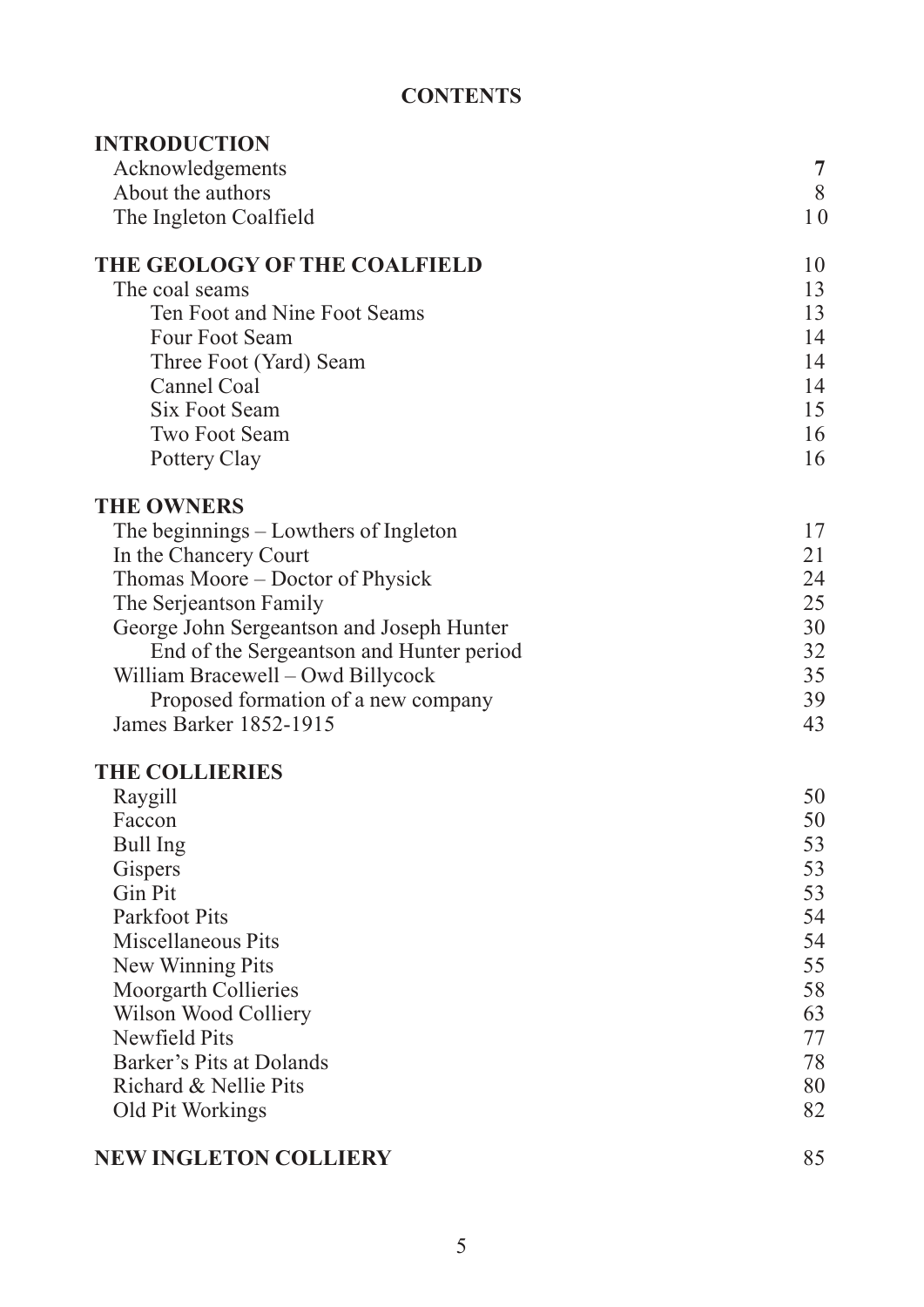# CONTENTS

| | |
|---|---|
| **INTRODUCTION** | |
| Acknowledgements | **7** |
| About the authors | 8 |
| The Ingleton Coalfield | 10 |
| **THE GEOLOGY OF THE COALFIELD** | 10 |
| The coal seams | 13 |
| Ten Foot and Nine Foot Seams | 13 |
| Four Foot Seam | 14 |
| Three Foot (Yard) Seam | 14 |
| Cannel Coal | 14 |
| Six Foot Seam | 15 |
| Two Foot Seam | 16 |
| Pottery Clay | 16 |
| **THE OWNERS** | |
| The beginnings – Lowthers of Ingleton | 17 |
| In the Chancery Court | 21 |
| Thomas Moore – Doctor of Physick | 24 |
| The Serjeantson Family | 25 |
| George John Sergeantson and Joseph Hunter | 30 |
| End of the Sergeantson and Hunter period | 32 |
| William Bracewell – Owd Billycock | 35 |
| Proposed formation of a new company | 39 |
| James Barker 1852-1915 | 43 |
| **THE COLLIERIES** | |
| Raygill | 50 |
| Faccon | 50 |
| Bull Ing | 53 |
| Gispers | 53 |
| Gin Pit | 53 |
| Parkfoot Pits | 54 |
| Miscellaneous Pits | 54 |
| New Winning Pits | 55 |
| Moorgarth Collieries | 58 |
| Wilson Wood Colliery | 63 |
| Newfield Pits | 77 |
| Barker's Pits at Dolands | 78 |
| Richard & Nellie Pits | 80 |
| Old Pit Workings | 82 |
| **NEW INGLETON COLLIERY** | 85 |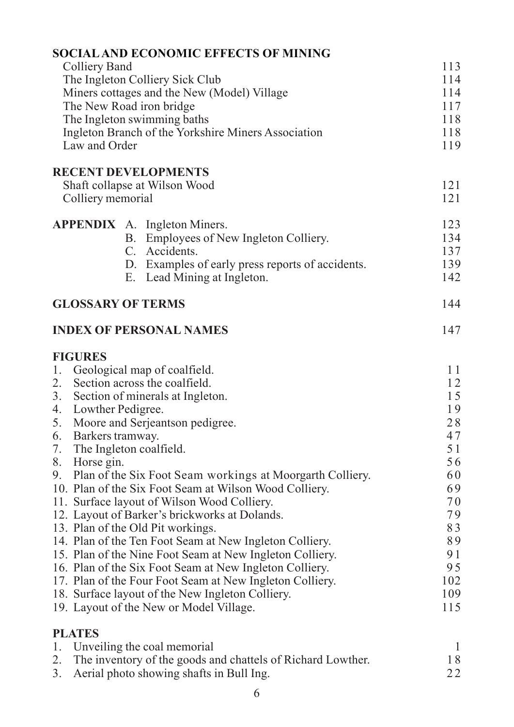## SOCIAL AND ECONOMIC EFFECTS OF MINING

| | |
|---|---|
| Colliery Band | 113 |
| The Ingleton Colliery Sick Club | 114 |
| Miners cottages and the New (Model) Village | 114 |
| The New Road iron bridge | 117 |
| The Ingleton swimming baths | 118 |
| Ingleton Branch of the Yorkshire Miners Association | 118 |
| Law and Order | 119 |

## RECENT DEVELOPMENTS

| | |
|---|---|
| Shaft collapse at Wilson Wood | 121 |
| Colliery memorial | 121 |

## APPENDIX

| | |
|---|---|
| A. Ingleton Miners. | 123 |
| B. Employees of New Ingleton Colliery. | 134 |
| C. Accidents. | 137 |
| D. Examples of early press reports of accidents. | 139 |
| E. Lead Mining at Ingleton. | 142 |

## GLOSSARY OF TERMS — 144

## INDEX OF PERSONAL NAMES — 147

## FIGURES

| | |
|---|---|
| 1. Geological map of coalfield. | 11 |
| 2. Section across the coalfield. | 12 |
| 3. Section of minerals at Ingleton. | 15 |
| 4. Lowther Pedigree. | 19 |
| 5. Moore and Serjeantson pedigree. | 28 |
| 6. Barkers tramway. | 47 |
| 7. The Ingleton coalfield. | 51 |
| 8. Horse gin. | 56 |
| 9. Plan of the Six Foot Seam workings at Moorgarth Colliery. | 60 |
| 10. Plan of the Six Foot Seam at Wilson Wood Colliery. | 69 |
| 11. Surface layout of Wilson Wood Colliery. | 70 |
| 12. Layout of Barker's brickworks at Dolands. | 79 |
| 13. Plan of the Old Pit workings. | 83 |
| 14. Plan of the Ten Foot Seam at New Ingleton Colliery. | 89 |
| 15. Plan of the Nine Foot Seam at New Ingleton Colliery. | 91 |
| 16. Plan of the Six Foot Seam at New Ingleton Colliery. | 95 |
| 17. Plan of the Four Foot Seam at New Ingleton Colliery. | 102 |
| 18. Surface layout of the New Ingleton Colliery. | 109 |
| 19. Layout of the New or Model Village. | 115 |

## PLATES

| | |
|---|---|
| 1. Unveiling the coal memorial | 1 |
| 2. The inventory of the goods and chattels of Richard Lowther. | 18 |
| 3. Aerial photo showing shafts in Bull Ing. | 22 |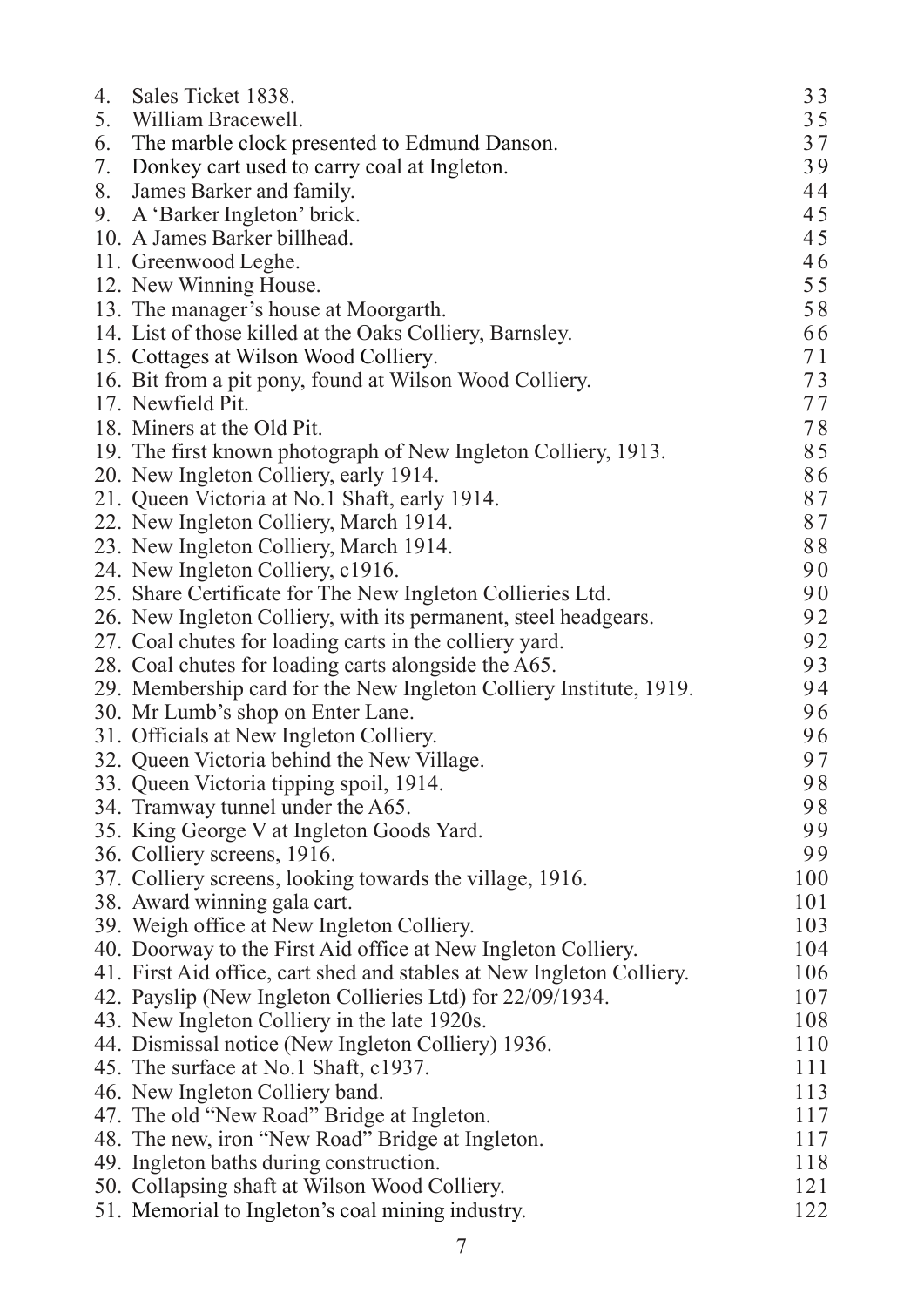| | |
|---|---|
| 4. Sales Ticket 1838. | 33 |
| 5. William Bracewell. | 35 |
| 6. The marble clock presented to Edmund Danson. | 37 |
| 7. Donkey cart used to carry coal at Ingleton. | 39 |
| 8. James Barker and family. | 44 |
| 9. A 'Barker Ingleton' brick. | 45 |
| 10. A James Barker billhead. | 45 |
| 11. Greenwood Leghe. | 46 |
| 12. New Winning House. | 55 |
| 13. The manager's house at Moorgarth. | 58 |
| 14. List of those killed at the Oaks Colliery, Barnsley. | 66 |
| 15. Cottages at Wilson Wood Colliery. | 71 |
| 16. Bit from a pit pony, found at Wilson Wood Colliery. | 73 |
| 17. Newfield Pit. | 77 |
| 18. Miners at the Old Pit. | 78 |
| 19. The first known photograph of New Ingleton Colliery, 1913. | 85 |
| 20. New Ingleton Colliery, early 1914. | 86 |
| 21. Queen Victoria at No.1 Shaft, early 1914. | 87 |
| 22. New Ingleton Colliery, March 1914. | 87 |
| 23. New Ingleton Colliery, March 1914. | 88 |
| 24. New Ingleton Colliery, c1916. | 90 |
| 25. Share Certificate for The New Ingleton Collieries Ltd. | 90 |
| 26. New Ingleton Colliery, with its permanent, steel headgears. | 92 |
| 27. Coal chutes for loading carts in the colliery yard. | 92 |
| 28. Coal chutes for loading carts alongside the A65. | 93 |
| 29. Membership card for the New Ingleton Colliery Institute, 1919. | 94 |
| 30. Mr Lumb's shop on Enter Lane. | 96 |
| 31. Officials at New Ingleton Colliery. | 96 |
| 32. Queen Victoria behind the New Village. | 97 |
| 33. Queen Victoria tipping spoil, 1914. | 98 |
| 34. Tramway tunnel under the A65. | 98 |
| 35. King George V at Ingleton Goods Yard. | 99 |
| 36. Colliery screens, 1916. | 99 |
| 37. Colliery screens, looking towards the village, 1916. | 100 |
| 38. Award winning gala cart. | 101 |
| 39. Weigh office at New Ingleton Colliery. | 103 |
| 40. Doorway to the First Aid office at New Ingleton Colliery. | 104 |
| 41. First Aid office, cart shed and stables at New Ingleton Colliery. | 106 |
| 42. Payslip (New Ingleton Collieries Ltd) for 22/09/1934. | 107 |
| 43. New Ingleton Colliery in the late 1920s. | 108 |
| 44. Dismissal notice (New Ingleton Colliery) 1936. | 110 |
| 45. The surface at No.1 Shaft, c1937. | 111 |
| 46. New Ingleton Colliery band. | 113 |
| 47. The old "New Road" Bridge at Ingleton. | 117 |
| 48. The new, iron "New Road" Bridge at Ingleton. | 117 |
| 49. Ingleton baths during construction. | 118 |
| 50. Collapsing shaft at Wilson Wood Colliery. | 121 |
| 51. Memorial to Ingleton's coal mining industry. | 122 |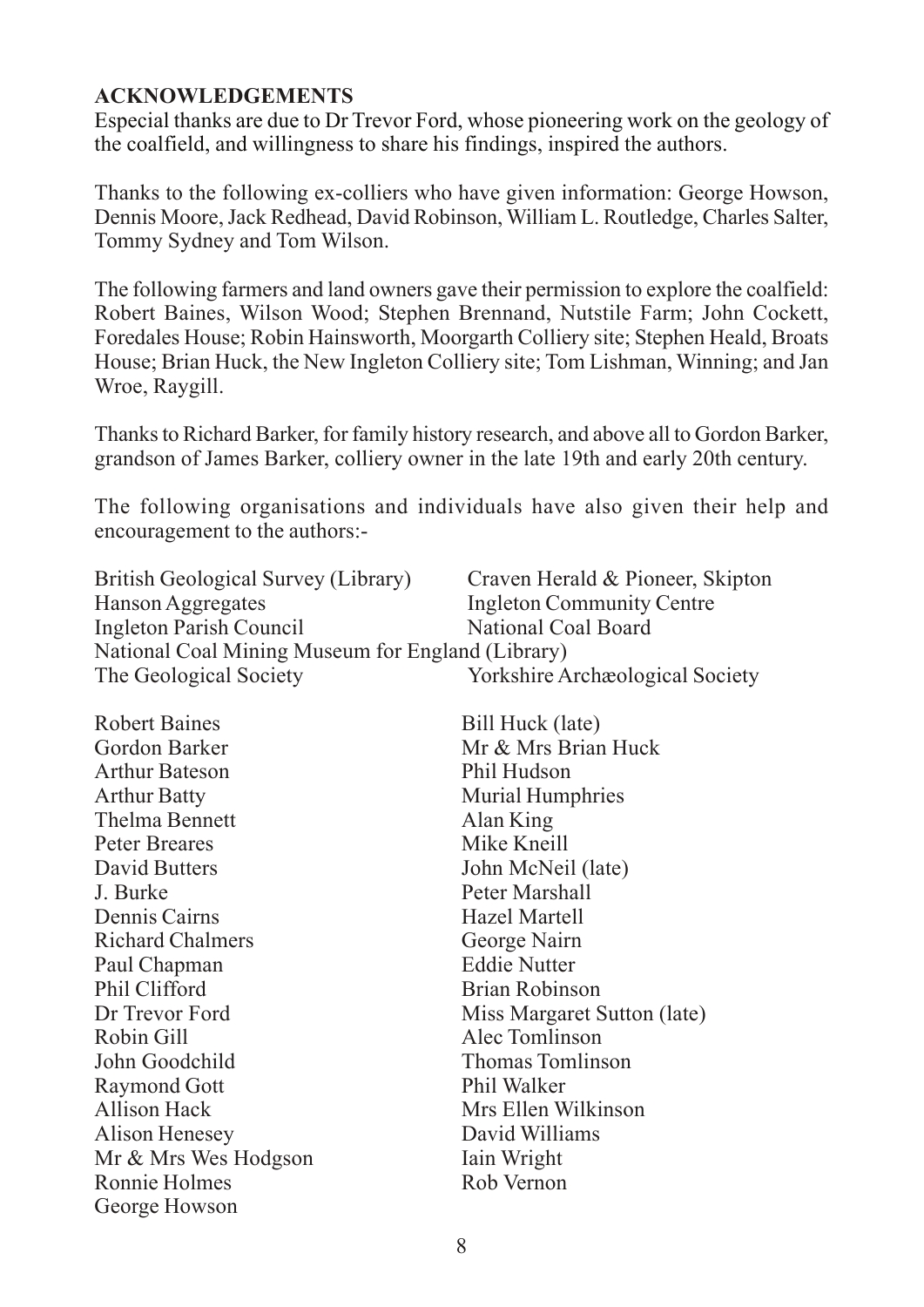## ACKNOWLEDGEMENTS

Especial thanks are due to Dr Trevor Ford, whose pioneering work on the geology of the coalfield, and willingness to share his findings, inspired the authors.

Thanks to the following ex-colliers who have given information: George Howson, Dennis Moore, Jack Redhead, David Robinson, William L. Routledge, Charles Salter, Tommy Sydney and Tom Wilson.

The following farmers and land owners gave their permission to explore the coalfield: Robert Baines, Wilson Wood; Stephen Brennand, Nutstile Farm; John Cockett, Foredales House; Robin Hainsworth, Moorgarth Colliery site; Stephen Heald, Broats House; Brian Huck, the New Ingleton Colliery site; Tom Lishman, Winning; and Jan Wroe, Raygill.

Thanks to Richard Barker, for family history research, and above all to Gordon Barker, grandson of James Barker, colliery owner in the late 19th and early 20th century.

The following organisations and individuals have also given their help and encouragement to the authors:-

British Geological Survey (Library)
Craven Herald & Pioneer, Skipton
Hanson Aggregates
Ingleton Community Centre
Ingleton Parish Council
National Coal Board
National Coal Mining Museum for England (Library)
The Geological Society
Yorkshire Archæological Society

Robert Baines
Gordon Barker
Arthur Bateson
Arthur Batty
Thelma Bennett
Peter Breares
David Butters
J. Burke
Dennis Cairns
Richard Chalmers
Paul Chapman
Phil Clifford
Dr Trevor Ford
Robin Gill
John Goodchild
Raymond Gott
Allison Hack
Alison Henesey
Mr & Mrs Wes Hodgson
Ronnie Holmes
George Howson
Bill Huck (late)
Mr & Mrs Brian Huck
Phil Hudson
Murial Humphries
Alan King
Mike Kneill
John McNeil (late)
Peter Marshall
Hazel Martell
George Nairn
Eddie Nutter
Brian Robinson
Miss Margaret Sutton (late)
Alec Tomlinson
Thomas Tomlinson
Phil Walker
Mrs Ellen Wilkinson
David Williams
Iain Wright
Rob Vernon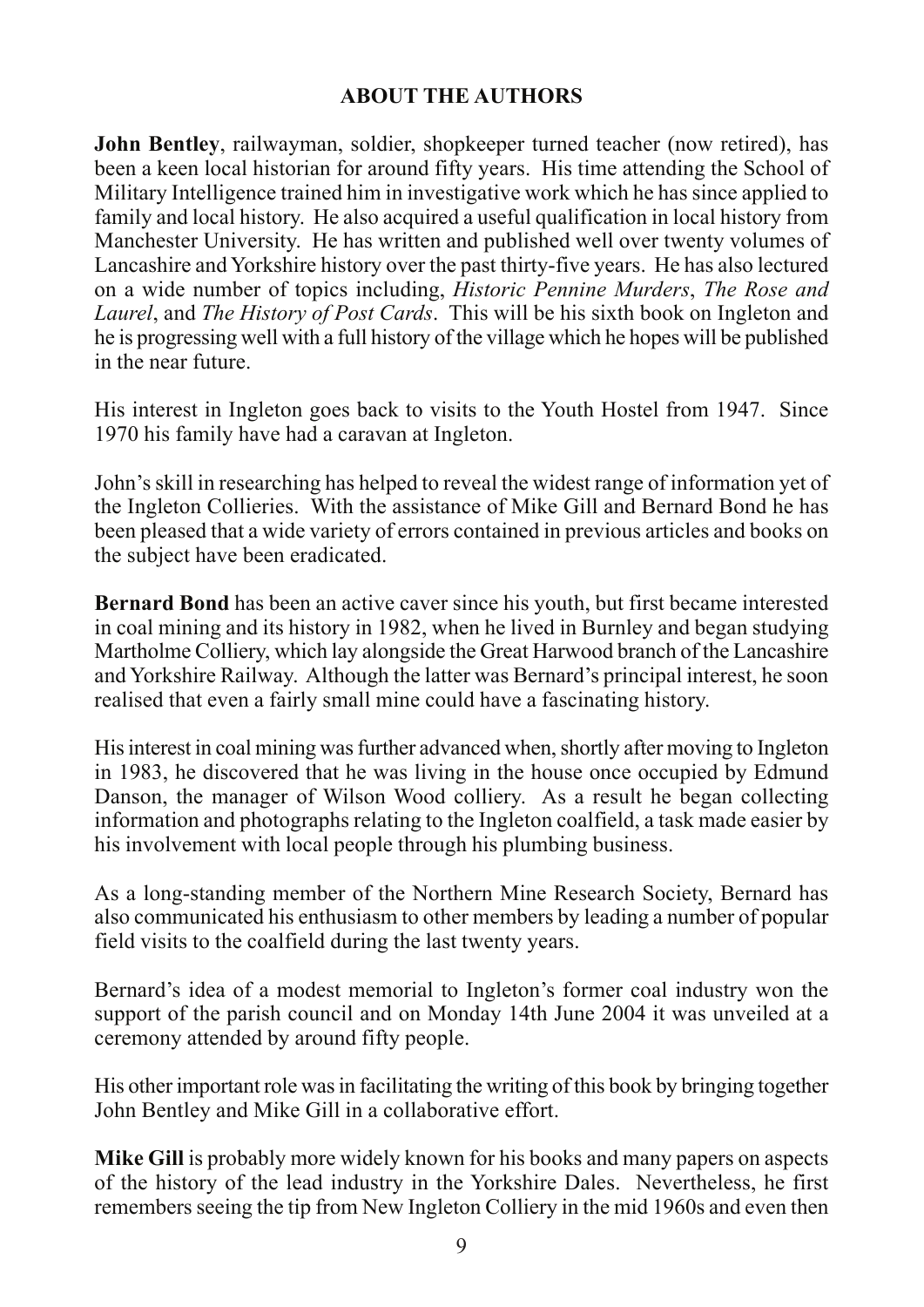## ABOUT THE AUTHORS

**John Bentley**, railwayman, soldier, shopkeeper turned teacher (now retired), has been a keen local historian for around fifty years. His time attending the School of Military Intelligence trained him in investigative work which he has since applied to family and local history. He also acquired a useful qualification in local history from Manchester University. He has written and published well over twenty volumes of Lancashire and Yorkshire history over the past thirty-five years. He has also lectured on a wide number of topics including, *Historic Pennine Murders*, *The Rose and Laurel*, and *The History of Post Cards*. This will be his sixth book on Ingleton and he is progressing well with a full history of the village which he hopes will be published in the near future.

His interest in Ingleton goes back to visits to the Youth Hostel from 1947. Since 1970 his family have had a caravan at Ingleton.

John's skill in researching has helped to reveal the widest range of information yet of the Ingleton Collieries. With the assistance of Mike Gill and Bernard Bond he has been pleased that a wide variety of errors contained in previous articles and books on the subject have been eradicated.

**Bernard Bond** has been an active caver since his youth, but first became interested in coal mining and its history in 1982, when he lived in Burnley and began studying Martholme Colliery, which lay alongside the Great Harwood branch of the Lancashire and Yorkshire Railway. Although the latter was Bernard's principal interest, he soon realised that even a fairly small mine could have a fascinating history.

His interest in coal mining was further advanced when, shortly after moving to Ingleton in 1983, he discovered that he was living in the house once occupied by Edmund Danson, the manager of Wilson Wood colliery. As a result he began collecting information and photographs relating to the Ingleton coalfield, a task made easier by his involvement with local people through his plumbing business.

As a long-standing member of the Northern Mine Research Society, Bernard has also communicated his enthusiasm to other members by leading a number of popular field visits to the coalfield during the last twenty years.

Bernard's idea of a modest memorial to Ingleton's former coal industry won the support of the parish council and on Monday 14th June 2004 it was unveiled at a ceremony attended by around fifty people.

His other important role was in facilitating the writing of this book by bringing together John Bentley and Mike Gill in a collaborative effort.

**Mike Gill** is probably more widely known for his books and many papers on aspects of the history of the lead industry in the Yorkshire Dales. Nevertheless, he first remembers seeing the tip from New Ingleton Colliery in the mid 1960s and even then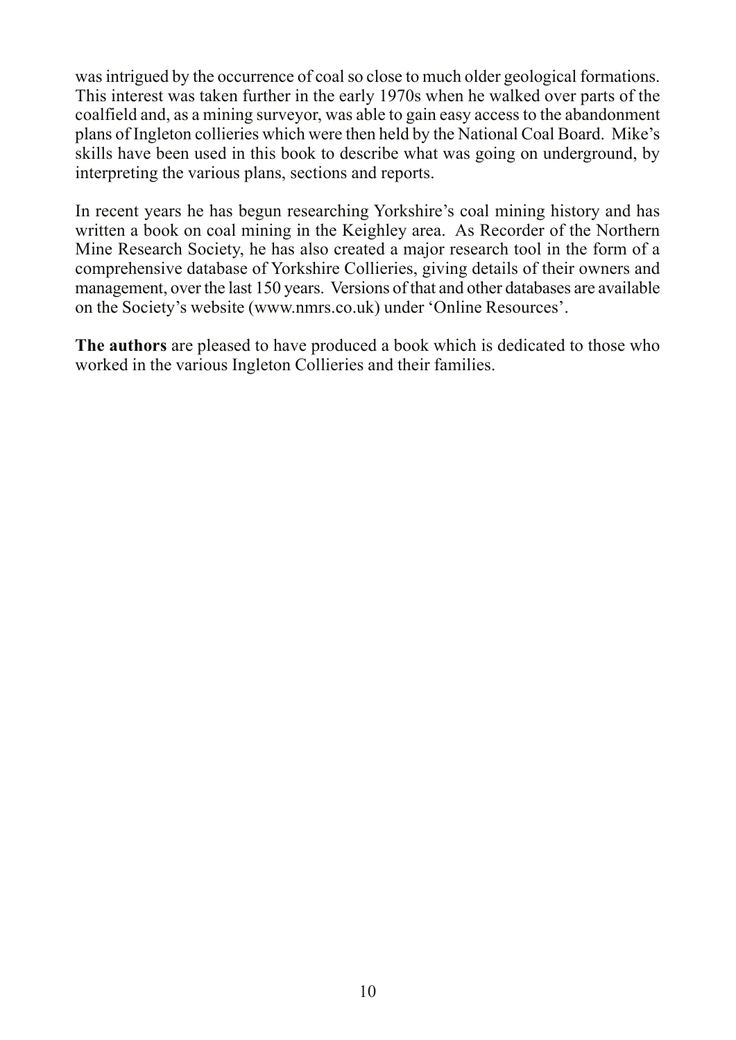was intrigued by the occurrence of coal so close to much older geological formations. This interest was taken further in the early 1970s when he walked over parts of the coalfield and, as a mining surveyor, was able to gain easy access to the abandonment plans of Ingleton collieries which were then held by the National Coal Board. Mike's skills have been used in this book to describe what was going on underground, by interpreting the various plans, sections and reports.

In recent years he has begun researching Yorkshire's coal mining history and has written a book on coal mining in the Keighley area. As Recorder of the Northern Mine Research Society, he has also created a major research tool in the form of a comprehensive database of Yorkshire Collieries, giving details of their owners and management, over the last 150 years. Versions of that and other databases are available on the Society's website (www.nmrs.co.uk) under 'Online Resources'.

**The authors** are pleased to have produced a book which is dedicated to those who worked in the various Ingleton Collieries and their families.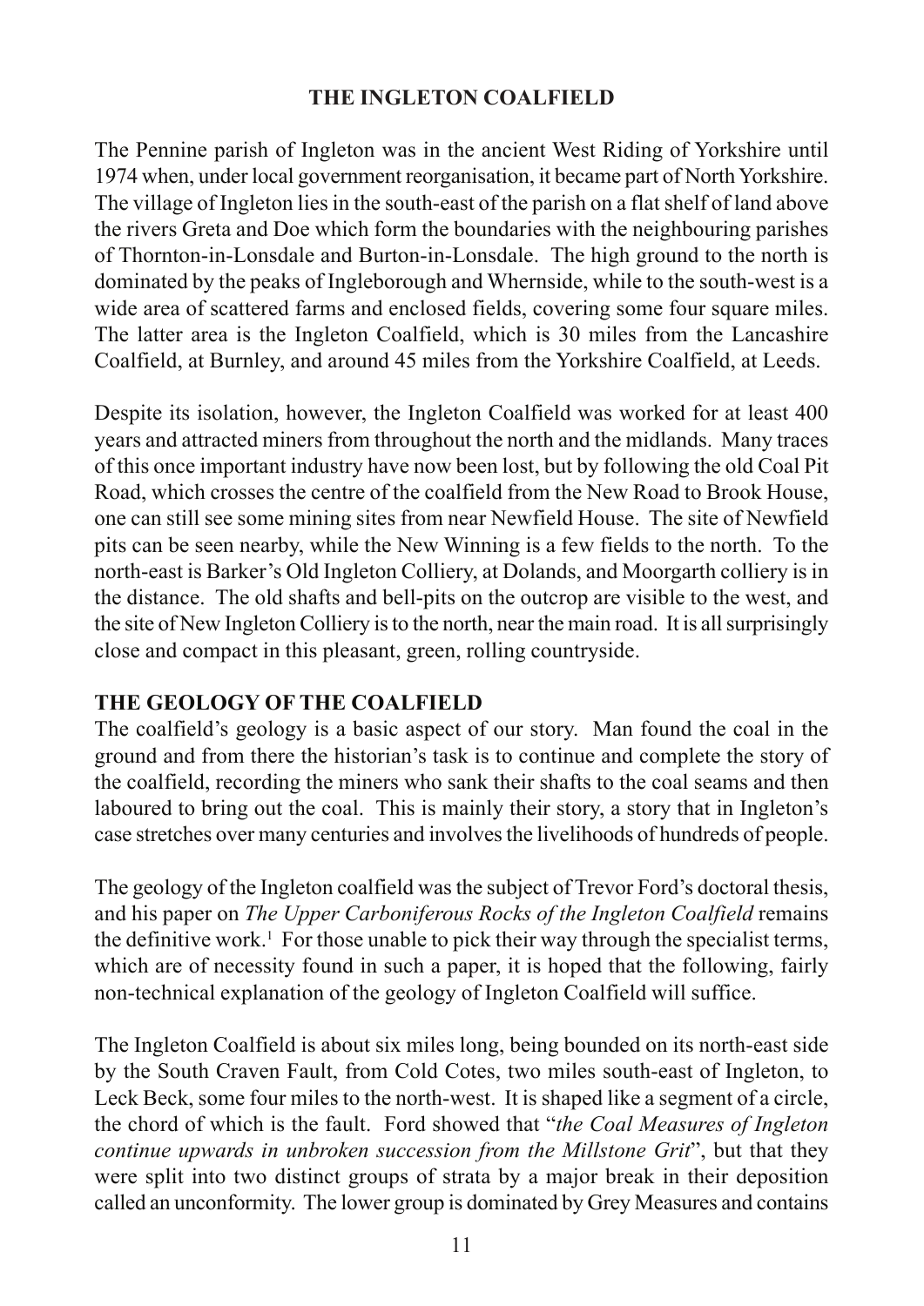## THE INGLETON COALFIELD

The Pennine parish of Ingleton was in the ancient West Riding of Yorkshire until 1974 when, under local government reorganisation, it became part of North Yorkshire. The village of Ingleton lies in the south-east of the parish on a flat shelf of land above the rivers Greta and Doe which form the boundaries with the neighbouring parishes of Thornton-in-Lonsdale and Burton-in-Lonsdale. The high ground to the north is dominated by the peaks of Ingleborough and Whernside, while to the south-west is a wide area of scattered farms and enclosed fields, covering some four square miles. The latter area is the Ingleton Coalfield, which is 30 miles from the Lancashire Coalfield, at Burnley, and around 45 miles from the Yorkshire Coalfield, at Leeds.

Despite its isolation, however, the Ingleton Coalfield was worked for at least 400 years and attracted miners from throughout the north and the midlands. Many traces of this once important industry have now been lost, but by following the old Coal Pit Road, which crosses the centre of the coalfield from the New Road to Brook House, one can still see some mining sites from near Newfield House. The site of Newfield pits can be seen nearby, while the New Winning is a few fields to the north. To the north-east is Barker's Old Ingleton Colliery, at Dolands, and Moorgarth colliery is in the distance. The old shafts and bell-pits on the outcrop are visible to the west, and the site of New Ingleton Colliery is to the north, near the main road. It is all surprisingly close and compact in this pleasant, green, rolling countryside.

### THE GEOLOGY OF THE COALFIELD

The coalfield's geology is a basic aspect of our story. Man found the coal in the ground and from there the historian's task is to continue and complete the story of the coalfield, recording the miners who sank their shafts to the coal seams and then laboured to bring out the coal. This is mainly their story, a story that in Ingleton's case stretches over many centuries and involves the livelihoods of hundreds of people.

The geology of the Ingleton coalfield was the subject of Trevor Ford's doctoral thesis, and his paper on *The Upper Carboniferous Rocks of the Ingleton Coalfield* remains the definitive work.[1] For those unable to pick their way through the specialist terms, which are of necessity found in such a paper, it is hoped that the following, fairly non-technical explanation of the geology of Ingleton Coalfield will suffice.

The Ingleton Coalfield is about six miles long, being bounded on its north-east side by the South Craven Fault, from Cold Cotes, two miles south-east of Ingleton, to Leck Beck, some four miles to the north-west. It is shaped like a segment of a circle, the chord of which is the fault. Ford showed that "*the Coal Measures of Ingleton continue upwards in unbroken succession from the Millstone Grit*", but that they were split into two distinct groups of strata by a major break in their deposition called an unconformity. The lower group is dominated by Grey Measures and contains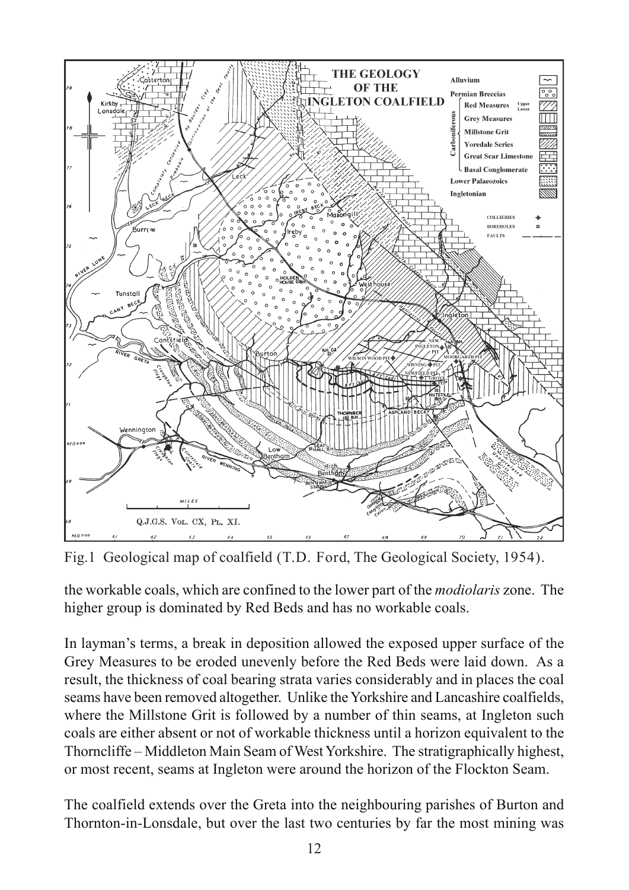Fig.1 Geological map of coalfield (T.D. Ford, The Geological Society, 1954).

the workable coals, which are confined to the lower part of the *modiolaris* zone. The higher group is dominated by Red Beds and has no workable coals.

In layman's terms, a break in deposition allowed the exposed upper surface of the Grey Measures to be eroded unevenly before the Red Beds were laid down. As a result, the thickness of coal bearing strata varies considerably and in places the coal seams have been removed altogether. Unlike the Yorkshire and Lancashire coalfields, where the Millstone Grit is followed by a number of thin seams, at Ingleton such coals are either absent or not of workable thickness until a horizon equivalent to the Thorncliffe – Middleton Main Seam of West Yorkshire. The stratigraphically highest, or most recent, seams at Ingleton were around the horizon of the Flockton Seam.

The coalfield extends over the Greta into the neighbouring parishes of Burton and Thornton-in-Lonsdale, but over the last two centuries by far the most mining was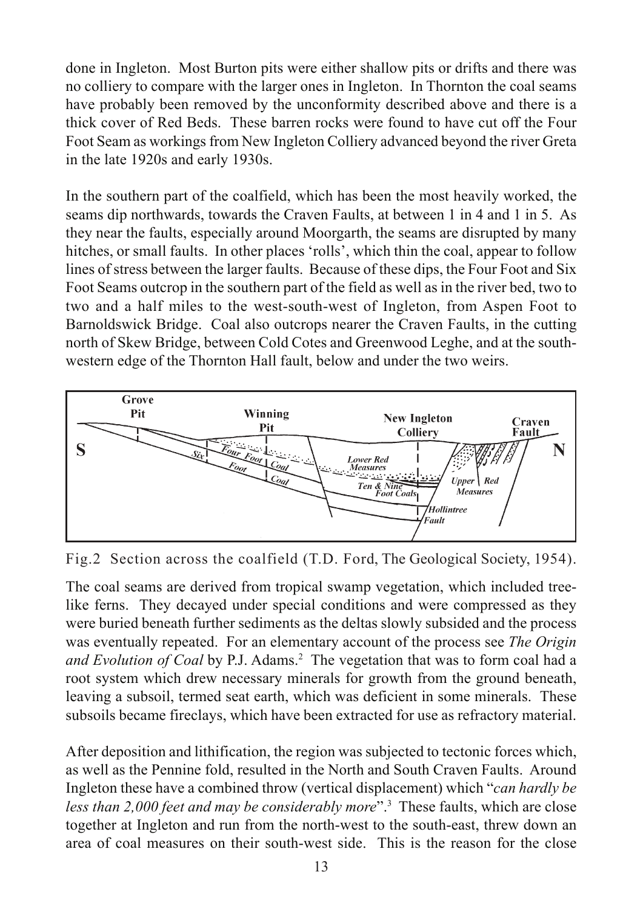done in Ingleton. Most Burton pits were either shallow pits or drifts and there was no colliery to compare with the larger ones in Ingleton. In Thornton the coal seams have probably been removed by the unconformity described above and there is a thick cover of Red Beds. These barren rocks were found to have cut off the Four Foot Seam as workings from New Ingleton Colliery advanced beyond the river Greta in the late 1920s and early 1930s.

In the southern part of the coalfield, which has been the most heavily worked, the seams dip northwards, towards the Craven Faults, at between 1 in 4 and 1 in 5. As they near the faults, especially around Moorgarth, the seams are disrupted by many hitches, or small faults. In other places 'rolls', which thin the coal, appear to follow lines of stress between the larger faults. Because of these dips, the Four Foot and Six Foot Seams outcrop in the southern part of the field as well as in the river bed, two to two and a half miles to the west-south-west of Ingleton, from Aspen Foot to Barnoldswick Bridge. Coal also outcrops nearer the Craven Faults, in the cutting north of Skew Bridge, between Cold Cotes and Greenwood Leghe, and at the south-western edge of the Thornton Hall fault, below and under the two weirs.

Fig.2 Section across the coalfield (T.D. Ford, The Geological Society, 1954).

The coal seams are derived from tropical swamp vegetation, which included tree-like ferns. They decayed under special conditions and were compressed as they were buried beneath further sediments as the deltas slowly subsided and the process was eventually repeated. For an elementary account of the process see *The Origin and Evolution of Coal* by P.J. Adams.[2] The vegetation that was to form coal had a root system which drew necessary minerals for growth from the ground beneath, leaving a subsoil, termed seat earth, which was deficient in some minerals. These subsoils became fireclays, which have been extracted for use as refractory material.

After deposition and lithification, the region was subjected to tectonic forces which, as well as the Pennine fold, resulted in the North and South Craven Faults. Around Ingleton these have a combined throw (vertical displacement) which "*can hardly be less than 2,000 feet and may be considerably more*".[3] These faults, which are close together at Ingleton and run from the north-west to the south-east, threw down an area of coal measures on their south-west side. This is the reason for the close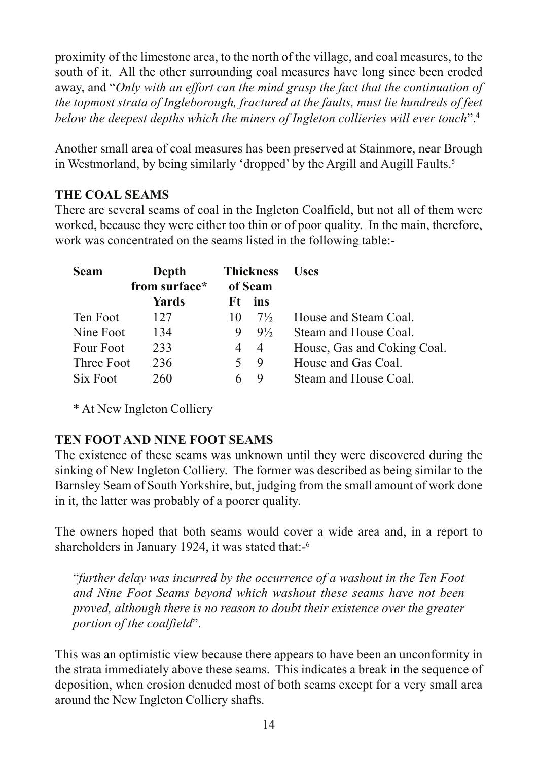proximity of the limestone area, to the north of the village, and coal measures, to the south of it. All the other surrounding coal measures have long since been eroded away, and "*Only with an effort can the mind grasp the fact that the continuation of the topmost strata of Ingleborough, fractured at the faults, must lie hundreds of feet below the deepest depths which the miners of Ingleton collieries will ever touch*".[4]

Another small area of coal measures has been preserved at Stainmore, near Brough in Westmorland, by being similarly 'dropped' by the Argill and Augill Faults.[5]

**THE COAL SEAMS**

There are several seams of coal in the Ingleton Coalfield, but not all of them were worked, because they were either too thin or of poor quality. In the main, therefore, work was concentrated on the seams listed in the following table:-

| Seam | Depth from surface* | Thickness of Seam | | Uses |
|---|---|---|---|---|
| | Yards | Ft | ins | |
| Ten Foot | 127 | 10 | 7½ | House and Steam Coal. |
| Nine Foot | 134 | 9 | 9½ | Steam and House Coal. |
| Four Foot | 233 | 4 | 4 | House, Gas and Coking Coal. |
| Three Foot | 236 | 5 | 9 | House and Gas Coal. |
| Six Foot | 260 | 6 | 9 | Steam and House Coal. |

\* At New Ingleton Colliery

**TEN FOOT AND NINE FOOT SEAMS**

The existence of these seams was unknown until they were discovered during the sinking of New Ingleton Colliery. The former was described as being similar to the Barnsley Seam of South Yorkshire, but, judging from the small amount of work done in it, the latter was probably of a poorer quality.

The owners hoped that both seams would cover a wide area and, in a report to shareholders in January 1924, it was stated that:-[6]

> "*further delay was incurred by the occurrence of a washout in the Ten Foot and Nine Foot Seams beyond which washout these seams have not been proved, although there is no reason to doubt their existence over the greater portion of the coalfield*".

This was an optimistic view because there appears to have been an unconformity in the strata immediately above these seams. This indicates a break in the sequence of deposition, when erosion denuded most of both seams except for a very small area around the New Ingleton Colliery shafts.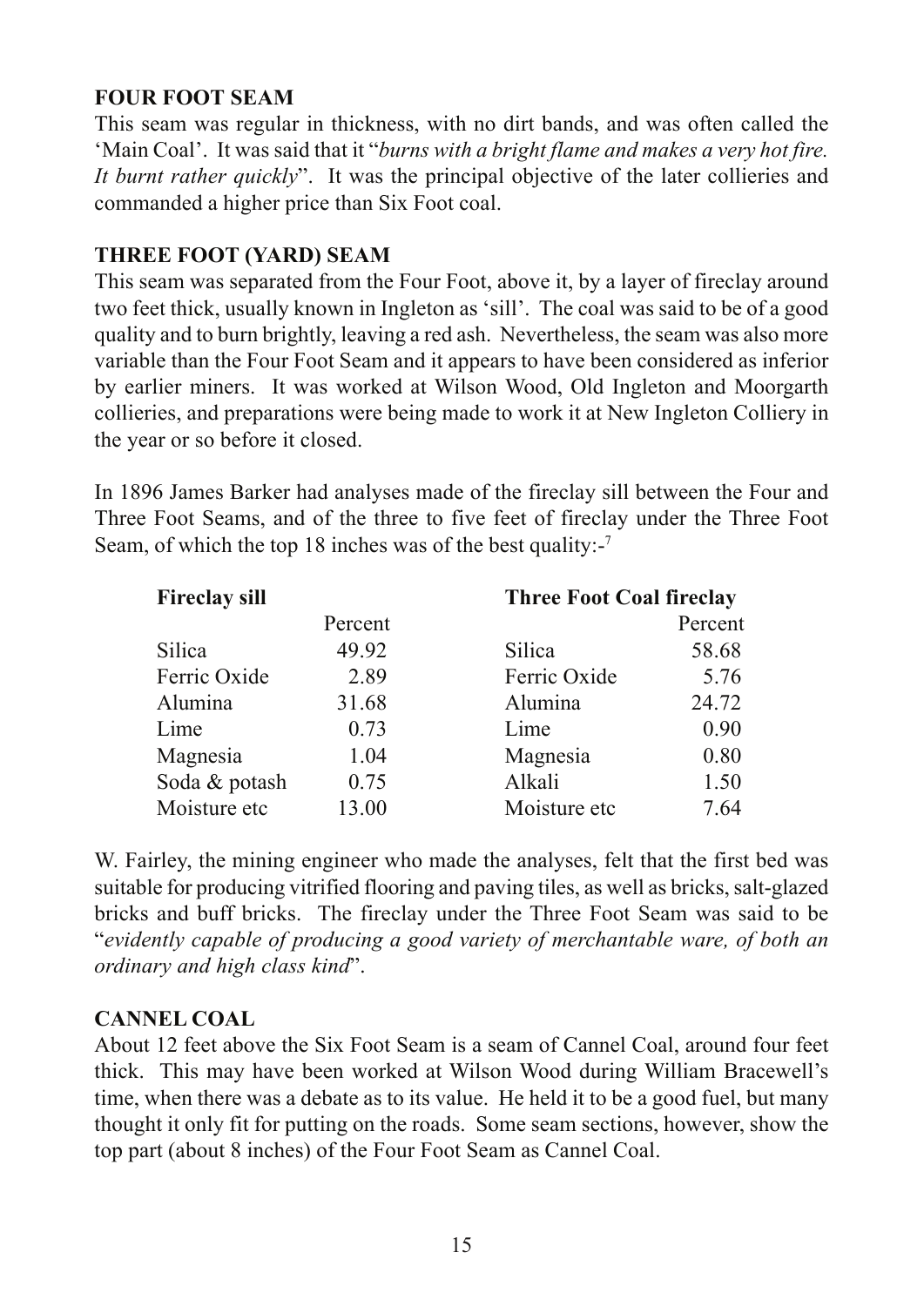### FOUR FOOT SEAM

This seam was regular in thickness, with no dirt bands, and was often called the 'Main Coal'. It was said that it "*burns with a bright flame and makes a very hot fire. It burnt rather quickly*". It was the principal objective of the later collieries and commanded a higher price than Six Foot coal.

### THREE FOOT (YARD) SEAM

This seam was separated from the Four Foot, above it, by a layer of fireclay around two feet thick, usually known in Ingleton as 'sill'. The coal was said to be of a good quality and to burn brightly, leaving a red ash. Nevertheless, the seam was also more variable than the Four Foot Seam and it appears to have been considered as inferior by earlier miners. It was worked at Wilson Wood, Old Ingleton and Moorgarth collieries, and preparations were being made to work it at New Ingleton Colliery in the year or so before it closed.

In 1896 James Barker had analyses made of the fireclay sill between the Four and Three Foot Seams, and of the three to five feet of fireclay under the Three Foot Seam, of which the top 18 inches was of the best quality:-[7]

| **Fireclay sill** | | **Three Foot Coal fireclay** | |
|---|---|---|---|
| | Percent | | Percent |
| Silica | 49.92 | Silica | 58.68 |
| Ferric Oxide | 2.89 | Ferric Oxide | 5.76 |
| Alumina | 31.68 | Alumina | 24.72 |
| Lime | 0.73 | Lime | 0.90 |
| Magnesia | 1.04 | Magnesia | 0.80 |
| Soda & potash | 0.75 | Alkali | 1.50 |
| Moisture etc | 13.00 | Moisture etc | 7.64 |

W. Fairley, the mining engineer who made the analyses, felt that the first bed was suitable for producing vitrified flooring and paving tiles, as well as bricks, salt-glazed bricks and buff bricks. The fireclay under the Three Foot Seam was said to be "*evidently capable of producing a good variety of merchantable ware, of both an ordinary and high class kind*".

### CANNEL COAL

About 12 feet above the Six Foot Seam is a seam of Cannel Coal, around four feet thick. This may have been worked at Wilson Wood during William Bracewell's time, when there was a debate as to its value. He held it to be a good fuel, but many thought it only fit for putting on the roads. Some seam sections, however, show the top part (about 8 inches) of the Four Foot Seam as Cannel Coal.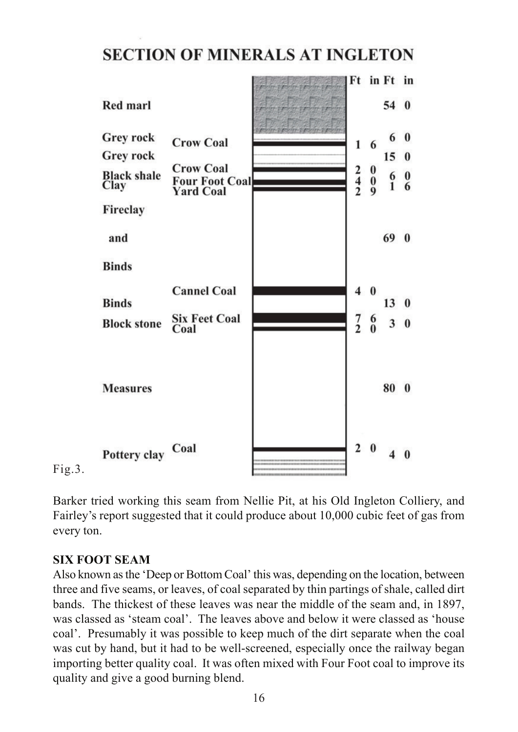## SECTION OF MINERALS AT INGLETON

| Strata | Coal | Ft | in | Ft | in |
|---|---|---|---|---|---|
| Red marl | | | | 54 | 0 |
| Grey rock | Crow Coal | 1 | 6 | 6 | 0 |
| Grey rock | | | | 15 | 0 |
| Black shale | Crow Coal | 2 | 0 | 6 | 0 |
| Clay | Four Foot Coal | 4 | 0 | 1 | 6 |
| | Yard Coal | 2 | 9 | | |
| Fireclay and Binds | | | | 69 | 0 |
| | Cannel Coal | 4 | 0 | | |
| Binds | | | | 13 | 0 |
| Block stone | Six Feet Coal | 7 | 6 | 3 | 0 |
| | Coal | 2 | 0 | | |
| Measures | | | | 80 | 0 |
| Pottery clay | Coal | 2 | 0 | 4 | 0 |

Fig.3.

Barker tried working this seam from Nellie Pit, at his Old Ingleton Colliery, and Fairley's report suggested that it could produce about 10,000 cubic feet of gas from every ton.

**SIX FOOT SEAM**

Also known as the 'Deep or Bottom Coal' this was, depending on the location, between three and five seams, or leaves, of coal separated by thin partings of shale, called dirt bands. The thickest of these leaves was near the middle of the seam and, in 1897, was classed as 'steam coal'. The leaves above and below it were classed as 'house coal'. Presumably it was possible to keep much of the dirt separate when the coal was cut by hand, but it had to be well-screened, especially once the railway began importing better quality coal. It was often mixed with Four Foot coal to improve its quality and give a good burning blend.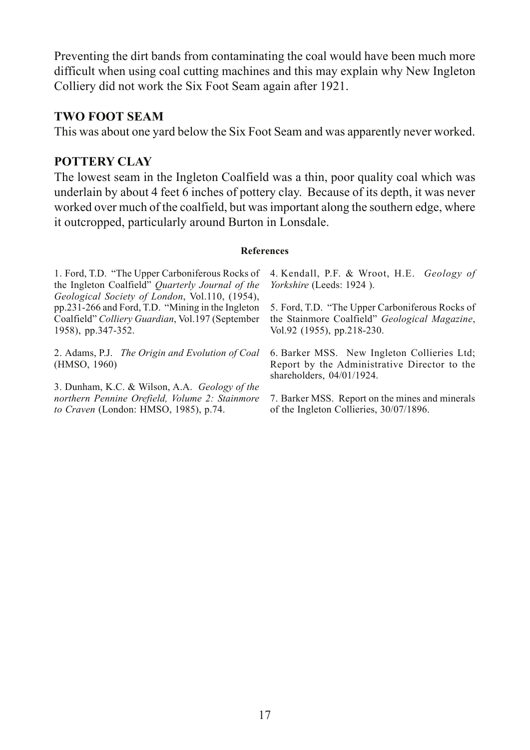Preventing the dirt bands from contaminating the coal would have been much more difficult when using coal cutting machines and this may explain why New Ingleton Colliery did not work the Six Foot Seam again after 1921.

## TWO FOOT SEAM

This was about one yard below the Six Foot Seam and was apparently never worked.

## POTTERY CLAY

The lowest seam in the Ingleton Coalfield was a thin, poor quality coal which was underlain by about 4 feet 6 inches of pottery clay. Because of its depth, it was never worked over much of the coalfield, but was important along the southern edge, where it outcropped, particularly around Burton in Lonsdale.

### References

1. Ford, T.D. "The Upper Carboniferous Rocks of the Ingleton Coalfield" *Quarterly Journal of the Geological Society of London*, Vol.110, (1954), pp.231-266 and Ford, T.D. "Mining in the Ingleton Coalfield" *Colliery Guardian*, Vol.197 (September 1958), pp.347-352.

2. Adams, P.J. *The Origin and Evolution of Coal* (HMSO, 1960)

3. Dunham, K.C. & Wilson, A.A. *Geology of the northern Pennine Orefield, Volume 2: Stainmore to Craven* (London: HMSO, 1985), p.74.

4. Kendall, P.F. & Wroot, H.E. *Geology of Yorkshire* (Leeds: 1924 ).

5. Ford, T.D. "The Upper Carboniferous Rocks of the Stainmore Coalfield" *Geological Magazine*, Vol.92 (1955), pp.218-230.

6. Barker MSS. New Ingleton Collieries Ltd; Report by the Administrative Director to the shareholders, 04/01/1924.

7. Barker MSS. Report on the mines and minerals of the Ingleton Collieries, 30/07/1896.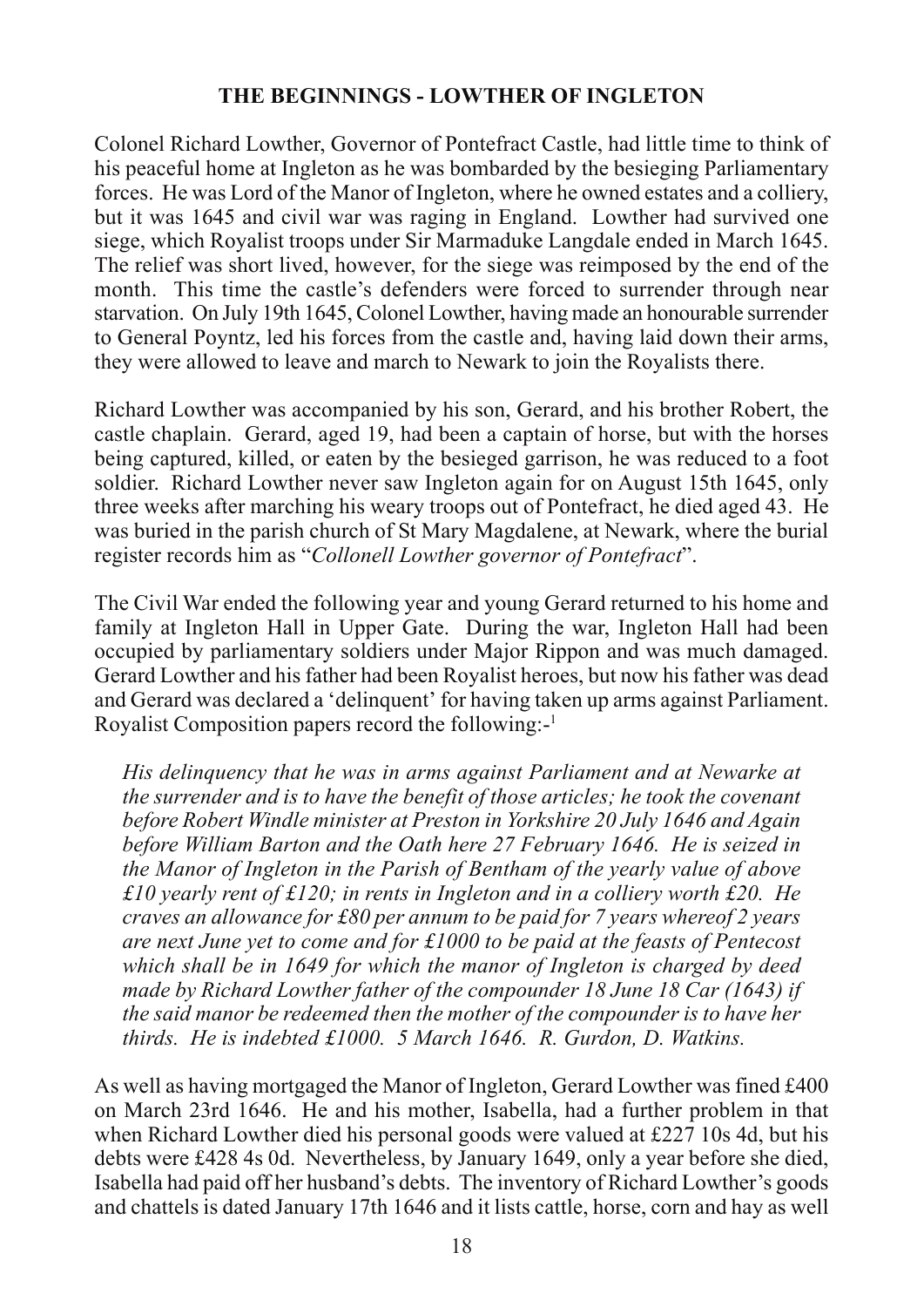## THE BEGINNINGS - LOWTHER OF INGLETON

Colonel Richard Lowther, Governor of Pontefract Castle, had little time to think of his peaceful home at Ingleton as he was bombarded by the besieging Parliamentary forces. He was Lord of the Manor of Ingleton, where he owned estates and a colliery, but it was 1645 and civil war was raging in England. Lowther had survived one siege, which Royalist troops under Sir Marmaduke Langdale ended in March 1645. The relief was short lived, however, for the siege was reimposed by the end of the month. This time the castle's defenders were forced to surrender through near starvation. On July 19th 1645, Colonel Lowther, having made an honourable surrender to General Poyntz, led his forces from the castle and, having laid down their arms, they were allowed to leave and march to Newark to join the Royalists there.

Richard Lowther was accompanied by his son, Gerard, and his brother Robert, the castle chaplain. Gerard, aged 19, had been a captain of horse, but with the horses being captured, killed, or eaten by the besieged garrison, he was reduced to a foot soldier. Richard Lowther never saw Ingleton again for on August 15th 1645, only three weeks after marching his weary troops out of Pontefract, he died aged 43. He was buried in the parish church of St Mary Magdalene, at Newark, where the burial register records him as "*Collonell Lowther governor of Pontefract*".

The Civil War ended the following year and young Gerard returned to his home and family at Ingleton Hall in Upper Gate. During the war, Ingleton Hall had been occupied by parliamentary soldiers under Major Rippon and was much damaged. Gerard Lowther and his father had been Royalist heroes, but now his father was dead and Gerard was declared a 'delinquent' for having taken up arms against Parliament. Royalist Composition papers record the following:-[1]

> *His delinquency that he was in arms against Parliament and at Newarke at the surrender and is to have the benefit of those articles; he took the covenant before Robert Windle minister at Preston in Yorkshire 20 July 1646 and Again before William Barton and the Oath here 27 February 1646. He is seized in the Manor of Ingleton in the Parish of Bentham of the yearly value of above £10 yearly rent of £120; in rents in Ingleton and in a colliery worth £20. He craves an allowance for £80 per annum to be paid for 7 years whereof 2 years are next June yet to come and for £1000 to be paid at the feasts of Pentecost which shall be in 1649 for which the manor of Ingleton is charged by deed made by Richard Lowther father of the compounder 18 June 18 Car (1643) if the said manor be redeemed then the mother of the compounder is to have her thirds. He is indebted £1000. 5 March 1646. R. Gurdon, D. Watkins.*

As well as having mortgaged the Manor of Ingleton, Gerard Lowther was fined £400 on March 23rd 1646. He and his mother, Isabella, had a further problem in that when Richard Lowther died his personal goods were valued at £227 10s 4d, but his debts were £428 4s 0d. Nevertheless, by January 1649, only a year before she died, Isabella had paid off her husband's debts. The inventory of Richard Lowther's goods and chattels is dated January 17th 1646 and it lists cattle, horse, corn and hay as well